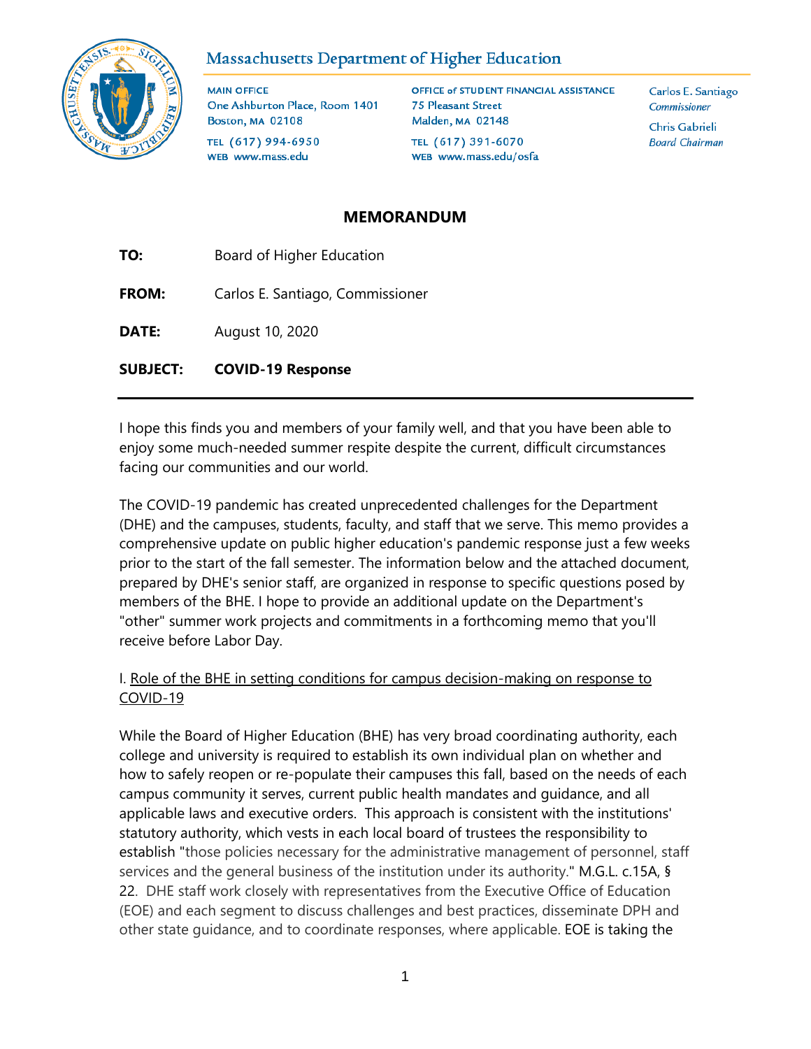# Massachusetts Department of Higher Education

MAIN OFFICE
One Ashburton Place, Room 1401
Boston, MA 02108
TEL (617) 994-6950
WEB www.mass.edu

OFFICE of STUDENT FINANCIAL ASSISTANCE
75 Pleasant Street
Malden, MA 02148
TEL (617) 391-6070
WEB www.mass.edu/osfa

Carlos E. Santiago
*Commissioner*

Chris Gabrieli
*Board Chairman*

## MEMORANDUM

**TO:** Board of Higher Education

**FROM:** Carlos E. Santiago, Commissioner

**DATE:** August 10, 2020

**SUBJECT:** **COVID-19 Response**

---

I hope this finds you and members of your family well, and that you have been able to enjoy some much-needed summer respite despite the current, difficult circumstances facing our communities and our world.

The COVID-19 pandemic has created unprecedented challenges for the Department (DHE) and the campuses, students, faculty, and staff that we serve. This memo provides a comprehensive update on public higher education's pandemic response just a few weeks prior to the start of the fall semester. The information below and the attached document, prepared by DHE's senior staff, are organized in response to specific questions posed by members of the BHE. I hope to provide an additional update on the Department's "other" summer work projects and commitments in a forthcoming memo that you'll receive before Labor Day.

I. Role of the BHE in setting conditions for campus decision-making on response to COVID-19

While the Board of Higher Education (BHE) has very broad coordinating authority, each college and university is required to establish its own individual plan on whether and how to safely reopen or re-populate their campuses this fall, based on the needs of each campus community it serves, current public health mandates and guidance, and all applicable laws and executive orders. This approach is consistent with the institutions' statutory authority, which vests in each local board of trustees the responsibility to establish "those policies necessary for the administrative management of personnel, staff services and the general business of the institution under its authority." M.G.L. c.15A, § 22. DHE staff work closely with representatives from the Executive Office of Education (EOE) and each segment to discuss challenges and best practices, disseminate DPH and other state guidance, and to coordinate responses, where applicable. EOE is taking the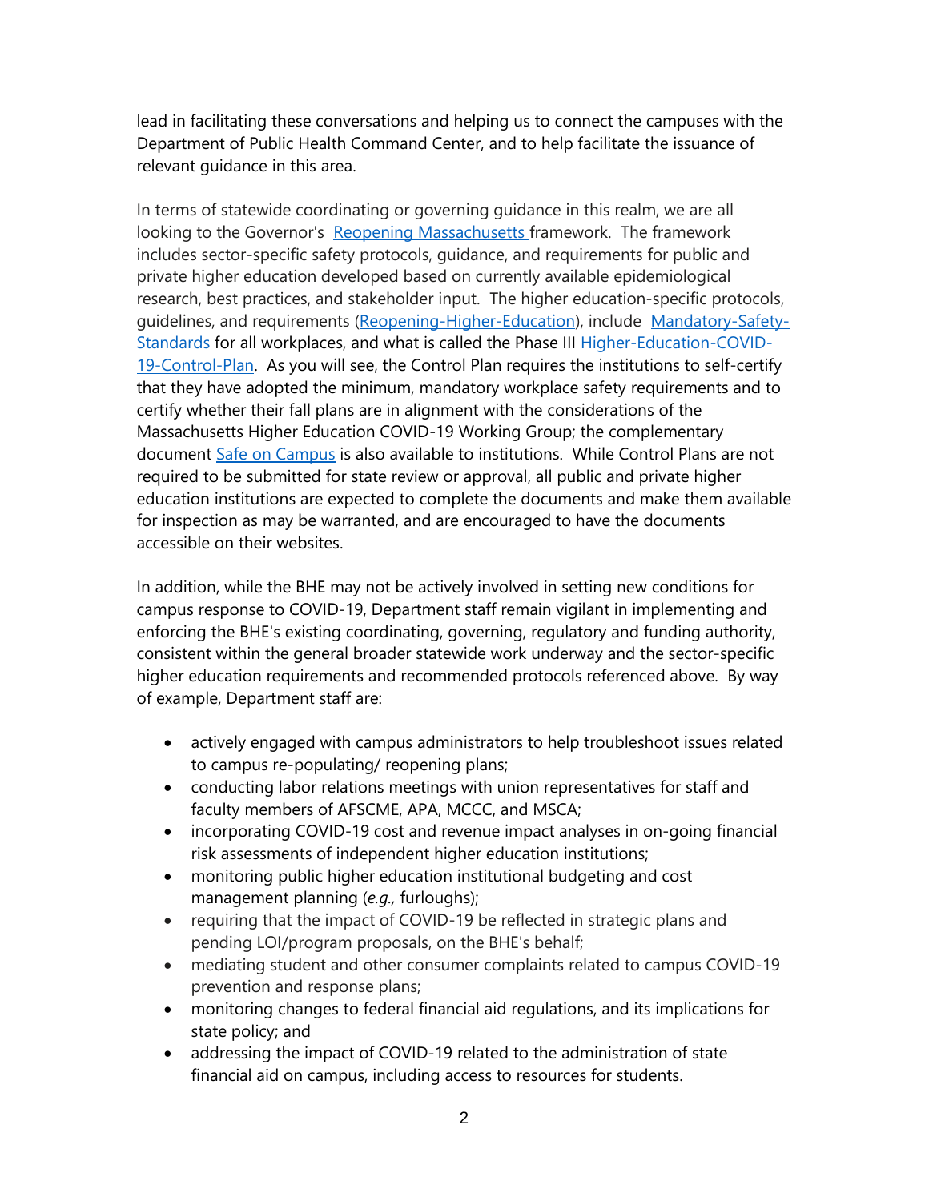lead in facilitating these conversations and helping us to connect the campuses with the Department of Public Health Command Center, and to help facilitate the issuance of relevant guidance in this area.

In terms of statewide coordinating or governing guidance in this realm, we are all looking to the Governor's [Reopening Massachusetts](Reopening Massachusetts) framework. The framework includes sector-specific safety protocols, guidance, and requirements for public and private higher education developed based on currently available epidemiological research, best practices, and stakeholder input. The higher education-specific protocols, guidelines, and requirements (Reopening-Higher-Education), include Mandatory-Safety-Standards for all workplaces, and what is called the Phase III Higher-Education-COVID-19-Control-Plan. As you will see, the Control Plan requires the institutions to self-certify that they have adopted the minimum, mandatory workplace safety requirements and to certify whether their fall plans are in alignment with the considerations of the Massachusetts Higher Education COVID-19 Working Group; the complementary document Safe on Campus is also available to institutions. While Control Plans are not required to be submitted for state review or approval, all public and private higher education institutions are expected to complete the documents and make them available for inspection as may be warranted, and are encouraged to have the documents accessible on their websites.

In addition, while the BHE may not be actively involved in setting new conditions for campus response to COVID-19, Department staff remain vigilant in implementing and enforcing the BHE's existing coordinating, governing, regulatory and funding authority, consistent within the general broader statewide work underway and the sector-specific higher education requirements and recommended protocols referenced above. By way of example, Department staff are:

- actively engaged with campus administrators to help troubleshoot issues related to campus re-populating/ reopening plans;
- conducting labor relations meetings with union representatives for staff and faculty members of AFSCME, APA, MCCC, and MSCA;
- incorporating COVID-19 cost and revenue impact analyses in on-going financial risk assessments of independent higher education institutions;
- monitoring public higher education institutional budgeting and cost management planning (*e.g.,* furloughs);
- requiring that the impact of COVID-19 be reflected in strategic plans and pending LOI/program proposals, on the BHE's behalf;
- mediating student and other consumer complaints related to campus COVID-19 prevention and response plans;
- monitoring changes to federal financial aid regulations, and its implications for state policy; and
- addressing the impact of COVID-19 related to the administration of state financial aid on campus, including access to resources for students.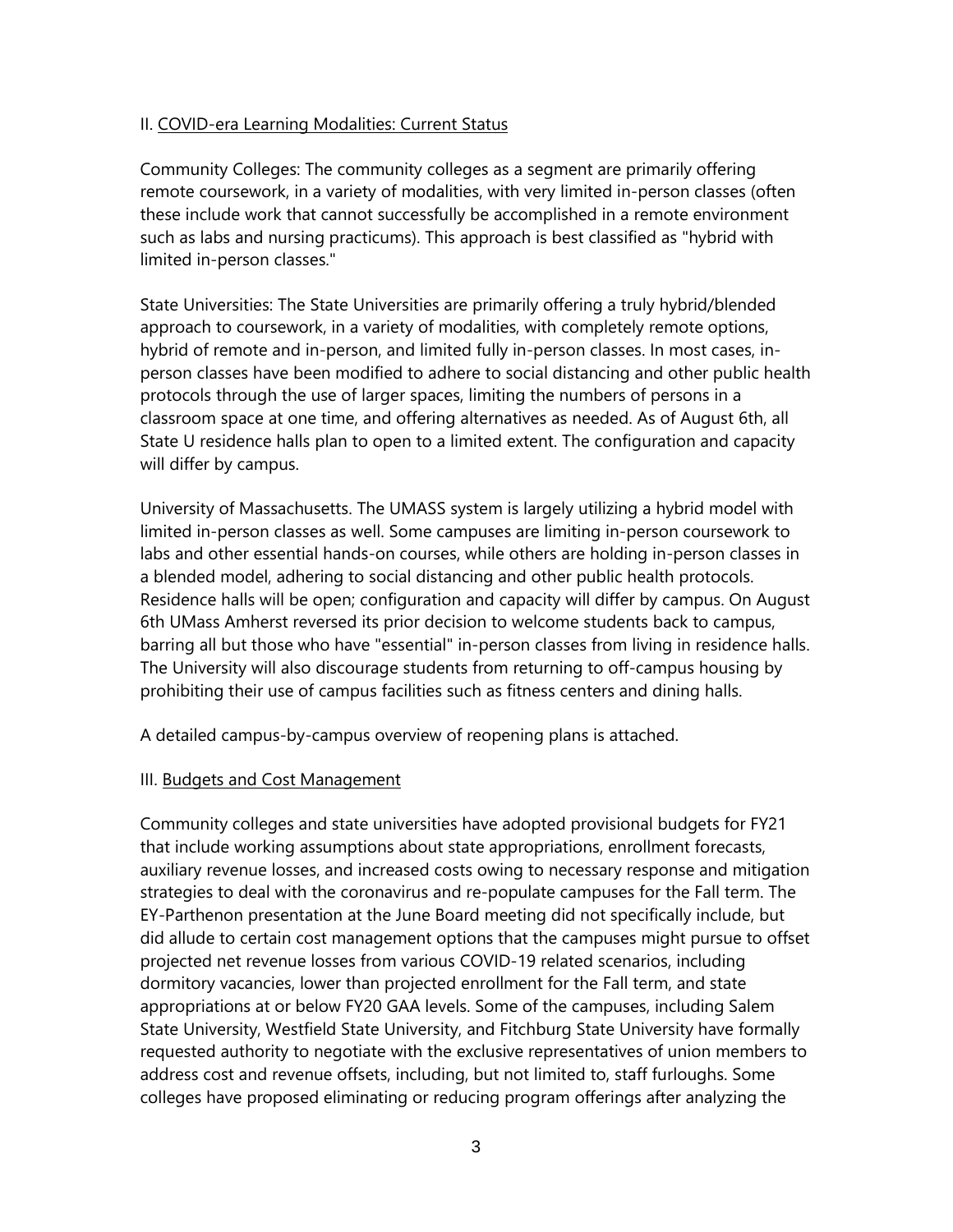## II. COVID-era Learning Modalities: Current Status

Community Colleges: The community colleges as a segment are primarily offering remote coursework, in a variety of modalities, with very limited in-person classes (often these include work that cannot successfully be accomplished in a remote environment such as labs and nursing practicums). This approach is best classified as "hybrid with limited in-person classes."

State Universities: The State Universities are primarily offering a truly hybrid/blended approach to coursework, in a variety of modalities, with completely remote options, hybrid of remote and in-person, and limited fully in-person classes. In most cases, in-person classes have been modified to adhere to social distancing and other public health protocols through the use of larger spaces, limiting the numbers of persons in a classroom space at one time, and offering alternatives as needed. As of August 6th, all State U residence halls plan to open to a limited extent. The configuration and capacity will differ by campus.

University of Massachusetts. The UMASS system is largely utilizing a hybrid model with limited in-person classes as well. Some campuses are limiting in-person coursework to labs and other essential hands-on courses, while others are holding in-person classes in a blended model, adhering to social distancing and other public health protocols. Residence halls will be open; configuration and capacity will differ by campus. On August 6th UMass Amherst reversed its prior decision to welcome students back to campus, barring all but those who have "essential" in-person classes from living in residence halls. The University will also discourage students from returning to off-campus housing by prohibiting their use of campus facilities such as fitness centers and dining halls.

A detailed campus-by-campus overview of reopening plans is attached.

## III. Budgets and Cost Management

Community colleges and state universities have adopted provisional budgets for FY21 that include working assumptions about state appropriations, enrollment forecasts, auxiliary revenue losses, and increased costs owing to necessary response and mitigation strategies to deal with the coronavirus and re-populate campuses for the Fall term. The EY-Parthenon presentation at the June Board meeting did not specifically include, but did allude to certain cost management options that the campuses might pursue to offset projected net revenue losses from various COVID-19 related scenarios, including dormitory vacancies, lower than projected enrollment for the Fall term, and state appropriations at or below FY20 GAA levels. Some of the campuses, including Salem State University, Westfield State University, and Fitchburg State University have formally requested authority to negotiate with the exclusive representatives of union members to address cost and revenue offsets, including, but not limited to, staff furloughs. Some colleges have proposed eliminating or reducing program offerings after analyzing the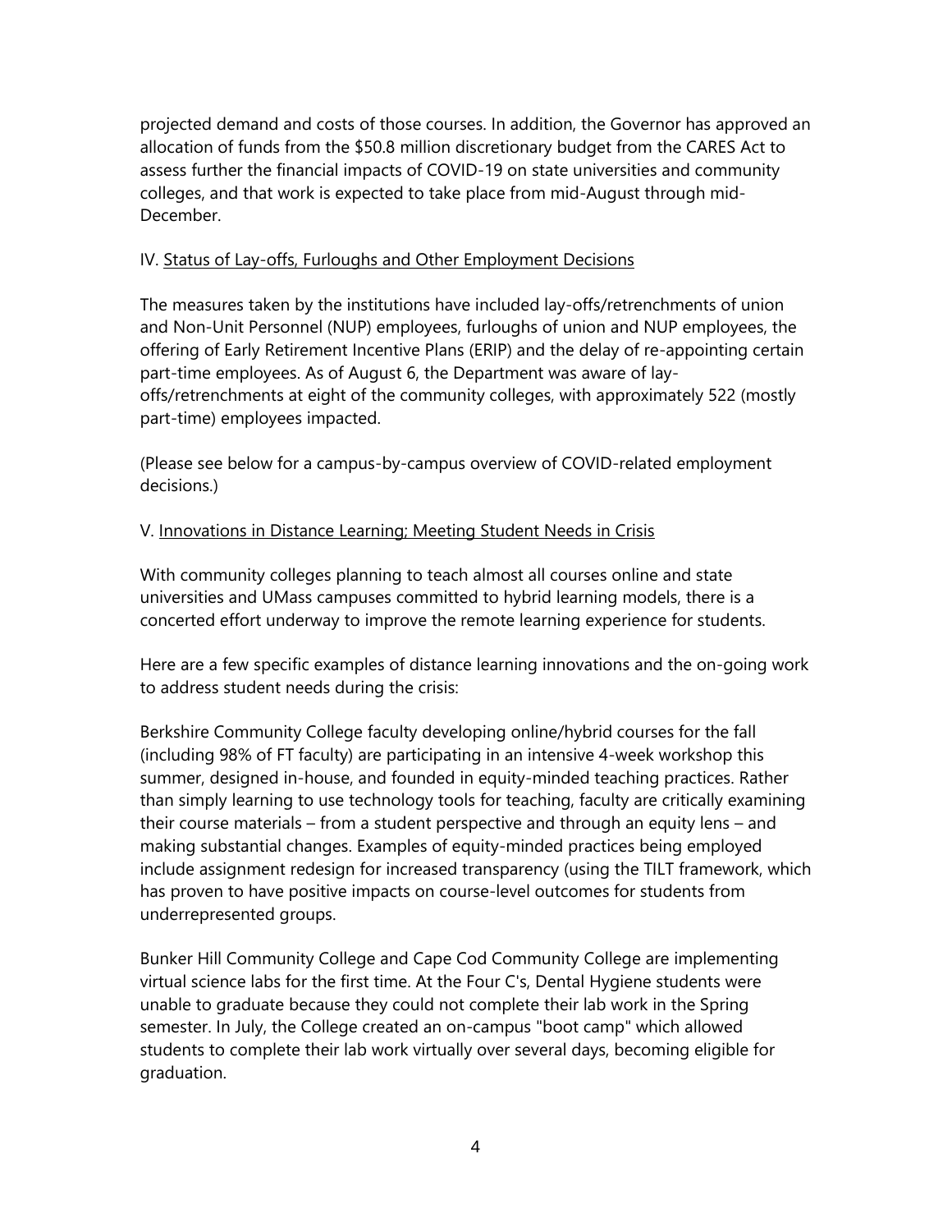projected demand and costs of those courses. In addition, the Governor has approved an allocation of funds from the $50.8 million discretionary budget from the CARES Act to assess further the financial impacts of COVID-19 on state universities and community colleges, and that work is expected to take place from mid-August through mid-December.

## IV. Status of Lay-offs, Furloughs and Other Employment Decisions

The measures taken by the institutions have included lay-offs/retrenchments of union and Non-Unit Personnel (NUP) employees, furloughs of union and NUP employees, the offering of Early Retirement Incentive Plans (ERIP) and the delay of re-appointing certain part-time employees. As of August 6, the Department was aware of lay-offs/retrenchments at eight of the community colleges, with approximately 522 (mostly part-time) employees impacted.

(Please see below for a campus-by-campus overview of COVID-related employment decisions.)

## V. Innovations in Distance Learning; Meeting Student Needs in Crisis

With community colleges planning to teach almost all courses online and state universities and UMass campuses committed to hybrid learning models, there is a concerted effort underway to improve the remote learning experience for students.

Here are a few specific examples of distance learning innovations and the on-going work to address student needs during the crisis:

Berkshire Community College faculty developing online/hybrid courses for the fall (including 98% of FT faculty) are participating in an intensive 4-week workshop this summer, designed in-house, and founded in equity-minded teaching practices. Rather than simply learning to use technology tools for teaching, faculty are critically examining their course materials – from a student perspective and through an equity lens – and making substantial changes. Examples of equity-minded practices being employed include assignment redesign for increased transparency (using the TILT framework, which has proven to have positive impacts on course-level outcomes for students from underrepresented groups.

Bunker Hill Community College and Cape Cod Community College are implementing virtual science labs for the first time. At the Four C's, Dental Hygiene students were unable to graduate because they could not complete their lab work in the Spring semester. In July, the College created an on-campus "boot camp" which allowed students to complete their lab work virtually over several days, becoming eligible for graduation.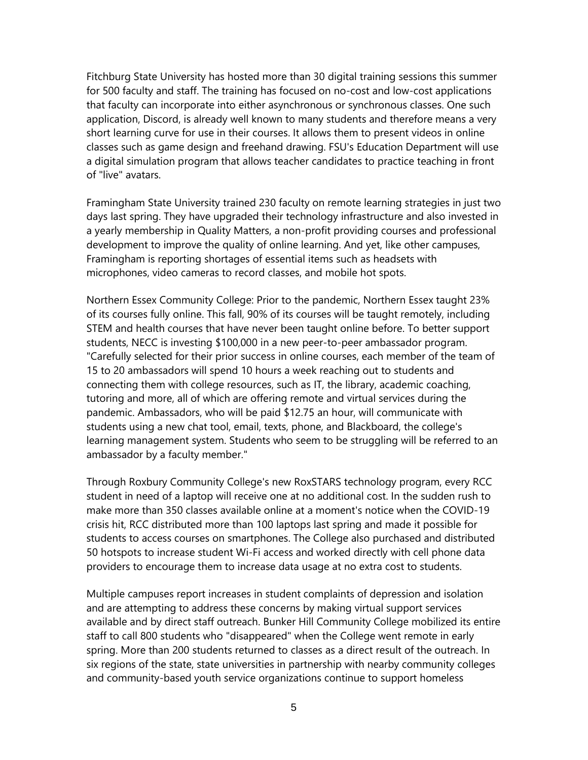Fitchburg State University has hosted more than 30 digital training sessions this summer for 500 faculty and staff. The training has focused on no-cost and low-cost applications that faculty can incorporate into either asynchronous or synchronous classes. One such application, Discord, is already well known to many students and therefore means a very short learning curve for use in their courses. It allows them to present videos in online classes such as game design and freehand drawing. FSU's Education Department will use a digital simulation program that allows teacher candidates to practice teaching in front of "live" avatars.

Framingham State University trained 230 faculty on remote learning strategies in just two days last spring. They have upgraded their technology infrastructure and also invested in a yearly membership in Quality Matters, a non-profit providing courses and professional development to improve the quality of online learning. And yet, like other campuses, Framingham is reporting shortages of essential items such as headsets with microphones, video cameras to record classes, and mobile hot spots.

Northern Essex Community College: Prior to the pandemic, Northern Essex taught 23% of its courses fully online. This fall, 90% of its courses will be taught remotely, including STEM and health courses that have never been taught online before. To better support students, NECC is investing $100,000 in a new peer-to-peer ambassador program. "Carefully selected for their prior success in online courses, each member of the team of 15 to 20 ambassadors will spend 10 hours a week reaching out to students and connecting them with college resources, such as IT, the library, academic coaching, tutoring and more, all of which are offering remote and virtual services during the pandemic. Ambassadors, who will be paid $12.75 an hour, will communicate with students using a new chat tool, email, texts, phone, and Blackboard, the college's learning management system. Students who seem to be struggling will be referred to an ambassador by a faculty member."

Through Roxbury Community College's new RoxSTARS technology program, every RCC student in need of a laptop will receive one at no additional cost. In the sudden rush to make more than 350 classes available online at a moment's notice when the COVID-19 crisis hit, RCC distributed more than 100 laptops last spring and made it possible for students to access courses on smartphones. The College also purchased and distributed 50 hotspots to increase student Wi-Fi access and worked directly with cell phone data providers to encourage them to increase data usage at no extra cost to students.

Multiple campuses report increases in student complaints of depression and isolation and are attempting to address these concerns by making virtual support services available and by direct staff outreach. Bunker Hill Community College mobilized its entire staff to call 800 students who "disappeared" when the College went remote in early spring. More than 200 students returned to classes as a direct result of the outreach. In six regions of the state, state universities in partnership with nearby community colleges and community-based youth service organizations continue to support homeless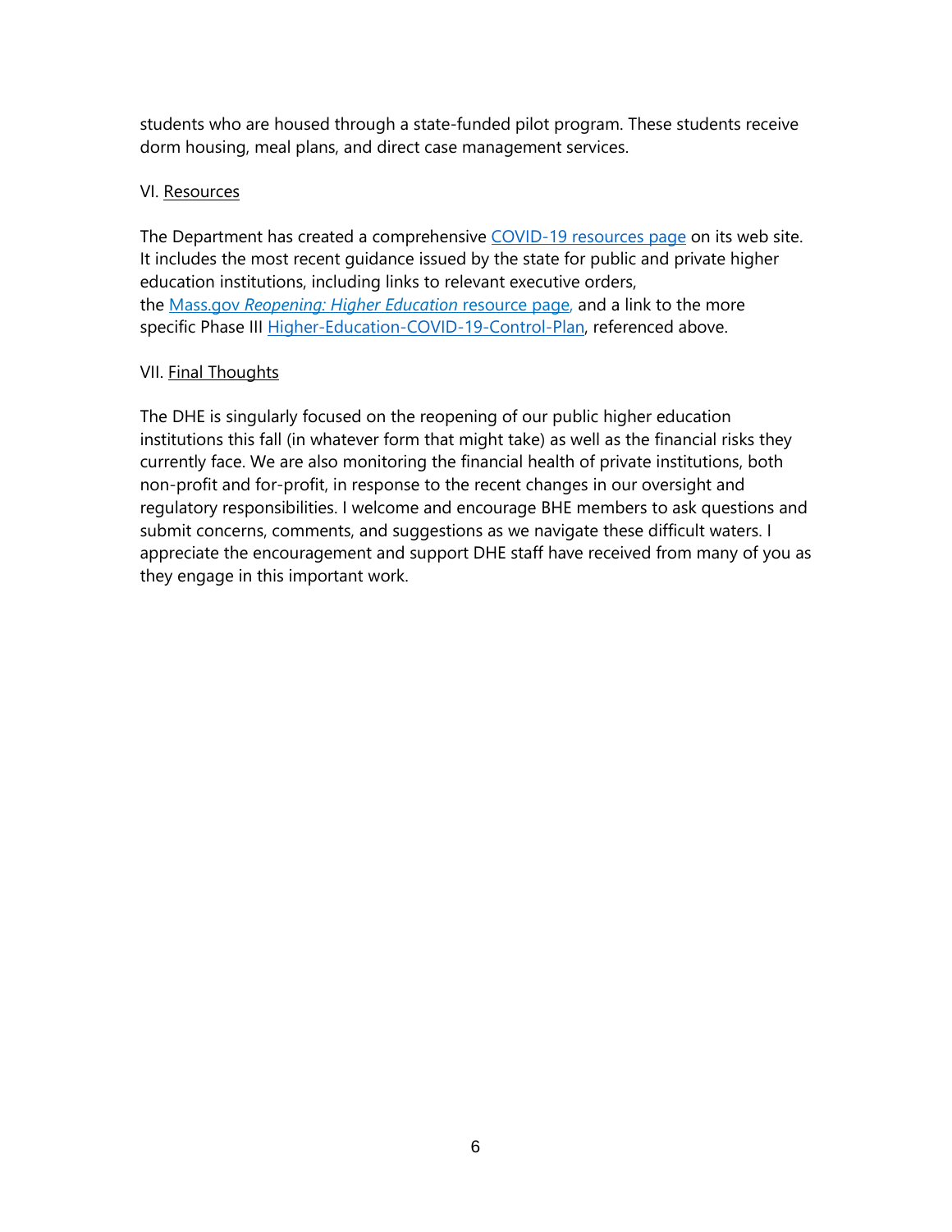students who are housed through a state-funded pilot program. These students receive dorm housing, meal plans, and direct case management services.

## VI. Resources

The Department has created a comprehensive COVID-19 resources page on its web site. It includes the most recent guidance issued by the state for public and private higher education institutions, including links to relevant executive orders, the Mass.gov *Reopening: Higher Education* resource page, and a link to the more specific Phase III Higher-Education-COVID-19-Control-Plan, referenced above.

## VII. Final Thoughts

The DHE is singularly focused on the reopening of our public higher education institutions this fall (in whatever form that might take) as well as the financial risks they currently face. We are also monitoring the financial health of private institutions, both non-profit and for-profit, in response to the recent changes in our oversight and regulatory responsibilities. I welcome and encourage BHE members to ask questions and submit concerns, comments, and suggestions as we navigate these difficult waters. I appreciate the encouragement and support DHE staff have received from many of you as they engage in this important work.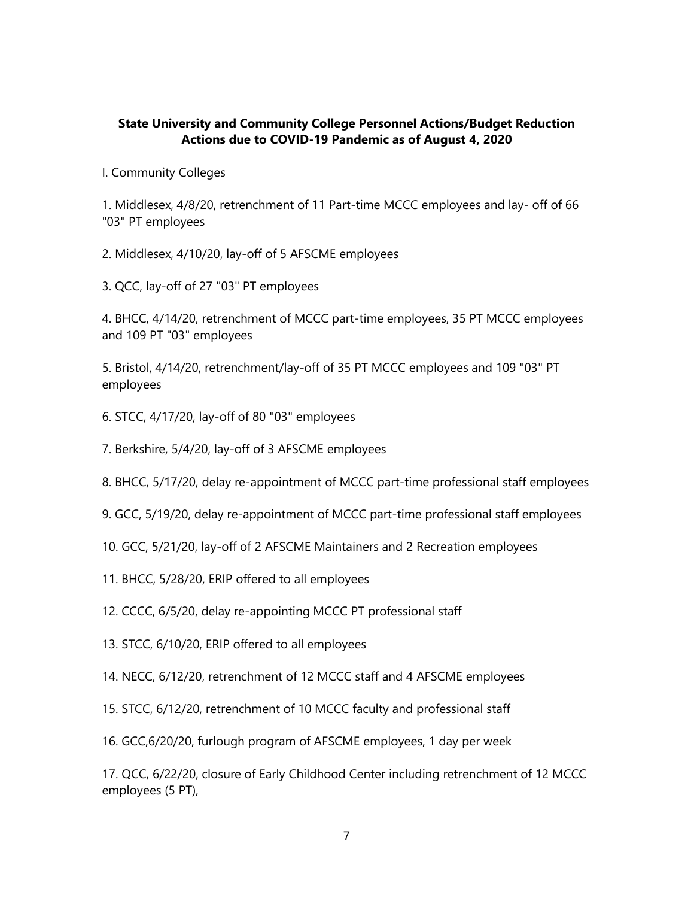**State University and Community College Personnel Actions/Budget Reduction Actions due to COVID-19 Pandemic as of August 4, 2020**

I. Community Colleges

1. Middlesex, 4/8/20, retrenchment of 11 Part-time MCCC employees and lay- off of 66 "03" PT employees

2. Middlesex, 4/10/20, lay-off of 5 AFSCME employees

3. QCC, lay-off of 27 "03" PT employees

4. BHCC, 4/14/20, retrenchment of MCCC part-time employees, 35 PT MCCC employees and 109 PT "03" employees

5. Bristol, 4/14/20, retrenchment/lay-off of 35 PT MCCC employees and 109 "03" PT employees

6. STCC, 4/17/20, lay-off of 80 "03" employees

7. Berkshire, 5/4/20, lay-off of 3 AFSCME employees

8. BHCC, 5/17/20, delay re-appointment of MCCC part-time professional staff employees

9. GCC, 5/19/20, delay re-appointment of MCCC part-time professional staff employees

10. GCC, 5/21/20, lay-off of 2 AFSCME Maintainers and 2 Recreation employees

11. BHCC, 5/28/20, ERIP offered to all employees

12. CCCC, 6/5/20, delay re-appointing MCCC PT professional staff

13. STCC, 6/10/20, ERIP offered to all employees

14. NECC, 6/12/20, retrenchment of 12 MCCC staff and 4 AFSCME employees

15. STCC, 6/12/20, retrenchment of 10 MCCC faculty and professional staff

16. GCC,6/20/20, furlough program of AFSCME employees, 1 day per week

17. QCC, 6/22/20, closure of Early Childhood Center including retrenchment of 12 MCCC employees (5 PT),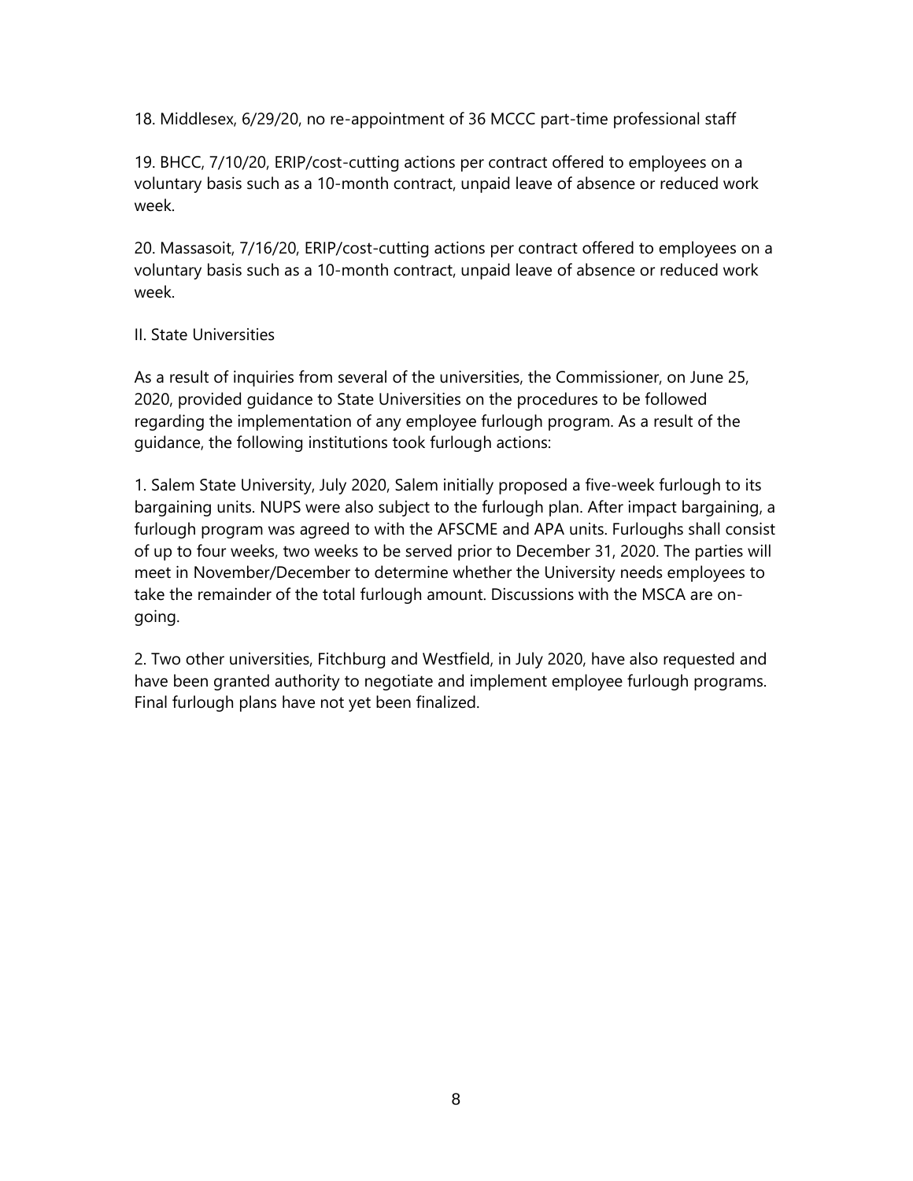18. Middlesex, 6/29/20, no re-appointment of 36 MCCC part-time professional staff

19. BHCC, 7/10/20, ERIP/cost-cutting actions per contract offered to employees on a voluntary basis such as a 10-month contract, unpaid leave of absence or reduced work week.

20. Massasoit, 7/16/20, ERIP/cost-cutting actions per contract offered to employees on a voluntary basis such as a 10-month contract, unpaid leave of absence or reduced work week.

II. State Universities

As a result of inquiries from several of the universities, the Commissioner, on June 25, 2020, provided guidance to State Universities on the procedures to be followed regarding the implementation of any employee furlough program. As a result of the guidance, the following institutions took furlough actions:

1. Salem State University, July 2020, Salem initially proposed a five-week furlough to its bargaining units. NUPS were also subject to the furlough plan. After impact bargaining, a furlough program was agreed to with the AFSCME and APA units. Furloughs shall consist of up to four weeks, two weeks to be served prior to December 31, 2020. The parties will meet in November/December to determine whether the University needs employees to take the remainder of the total furlough amount. Discussions with the MSCA are on-going.

2. Two other universities, Fitchburg and Westfield, in July 2020, have also requested and have been granted authority to negotiate and implement employee furlough programs. Final furlough plans have not yet been finalized.